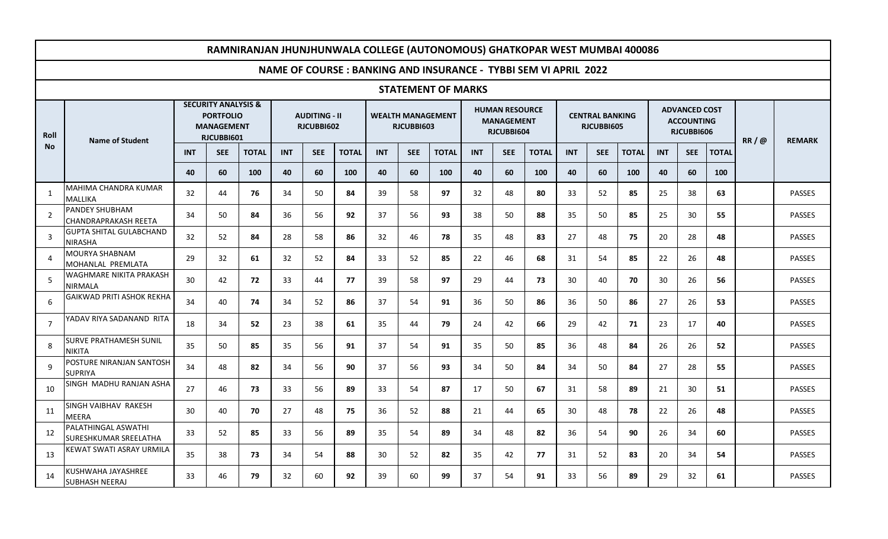# RAMNIRANJAN JHUNJHUNWALA COLLEGE (AUTONOMOUS) GHATKOPAR WEST MUMBAI 400086

## NAME OF COURSE : BANKING AND INSURANCE - TYBBI SEM VI APRIL 2022

### STATEMENT OF MARKS

| Roll No | Name of Student | SECURITY ANALYSIS & PORTFOLIO MANAGEMENT RJCUBBI601 | | | AUDITING - II RJCUBBI602 | | | WEALTH MANAGEMENT RJCUBBI603 | | | HUMAN RESOURCE MANAGEMENT RJCUBBI604 | | | CENTRAL BANKING RJCUBBI605 | | | ADVANCED COST ACCOUNTING RJCUBBI606 | | | RR / @ | REMARK |
|---|---|---|---|---|---|---|---|---|---|---|---|---|---|---|---|---|---|---|---|---|---|
| | | INT | SEE | TOTAL | INT | SEE | TOTAL | INT | SEE | TOTAL | INT | SEE | TOTAL | INT | SEE | TOTAL | INT | SEE | TOTAL | | |
| | | 40 | 60 | 100 | 40 | 60 | 100 | 40 | 60 | 100 | 40 | 60 | 100 | 40 | 60 | 100 | 40 | 60 | 100 | | |
| 1 | MAHIMA CHANDRA KUMAR MALLIKA | 32 | 44 | **76** | 34 | 50 | **84** | 39 | 58 | **97** | 32 | 48 | **80** | 33 | 52 | **85** | 25 | 38 | **63** | | PASSES |
| 2 | PANDEY SHUBHAM CHANDRAPRAKASH REETA | 34 | 50 | **84** | 36 | 56 | **92** | 37 | 56 | **93** | 38 | 50 | **88** | 35 | 50 | **85** | 25 | 30 | **55** | | PASSES |
| 3 | GUPTA SHITAL GULABCHAND NIRASHA | 32 | 52 | **84** | 28 | 58 | **86** | 32 | 46 | **78** | 35 | 48 | **83** | 27 | 48 | **75** | 20 | 28 | **48** | | PASSES |
| 4 | MOURYA SHABNAM MOHANLAL PREMLATA | 29 | 32 | **61** | 32 | 52 | **84** | 33 | 52 | **85** | 22 | 46 | **68** | 31 | 54 | **85** | 22 | 26 | **48** | | PASSES |
| 5 | WAGHMARE NIKITA PRAKASH NIRMALA | 30 | 42 | **72** | 33 | 44 | **77** | 39 | 58 | **97** | 29 | 44 | **73** | 30 | 40 | **70** | 30 | 26 | **56** | | PASSES |
| 6 | GAIKWAD PRITI ASHOK REKHA | 34 | 40 | **74** | 34 | 52 | **86** | 37 | 54 | **91** | 36 | 50 | **86** | 36 | 50 | **86** | 27 | 26 | **53** | | PASSES |
| 7 | YADAV RIYA SADANAND RITA | 18 | 34 | **52** | 23 | 38 | **61** | 35 | 44 | **79** | 24 | 42 | **66** | 29 | 42 | **71** | 23 | 17 | **40** | | PASSES |
| 8 | SURVE PRATHAMESH SUNIL NIKITA | 35 | 50 | **85** | 35 | 56 | **91** | 37 | 54 | **91** | 35 | 50 | **85** | 36 | 48 | **84** | 26 | 26 | **52** | | PASSES |
| 9 | POSTURE NIRANJAN SANTOSH SUPRIYA | 34 | 48 | **82** | 34 | 56 | **90** | 37 | 56 | **93** | 34 | 50 | **84** | 34 | 50 | **84** | 27 | 28 | **55** | | PASSES |
| 10 | SINGH MADHU RANJAN ASHA | 27 | 46 | **73** | 33 | 56 | **89** | 33 | 54 | **87** | 17 | 50 | **67** | 31 | 58 | **89** | 21 | 30 | **51** | | PASSES |
| 11 | SINGH VAIBHAV RAKESH MEERA | 30 | 40 | **70** | 27 | 48 | **75** | 36 | 52 | **88** | 21 | 44 | **65** | 30 | 48 | **78** | 22 | 26 | **48** | | PASSES |
| 12 | PALATHINGAL ASWATHI SURESHKUMAR SREELATHA | 33 | 52 | **85** | 33 | 56 | **89** | 35 | 54 | **89** | 34 | 48 | **82** | 36 | 54 | **90** | 26 | 34 | **60** | | PASSES |
| 13 | KEWAT SWATI ASRAY URMILA | 35 | 38 | **73** | 34 | 54 | **88** | 30 | 52 | **82** | 35 | 42 | **77** | 31 | 52 | **83** | 20 | 34 | **54** | | PASSES |
| 14 | KUSHWAHA JAYASHREE SUBHASH NEERAJ | 33 | 46 | **79** | 32 | 60 | **92** | 39 | 60 | **99** | 37 | 54 | **91** | 33 | 56 | **89** | 29 | 32 | **61** | | PASSES |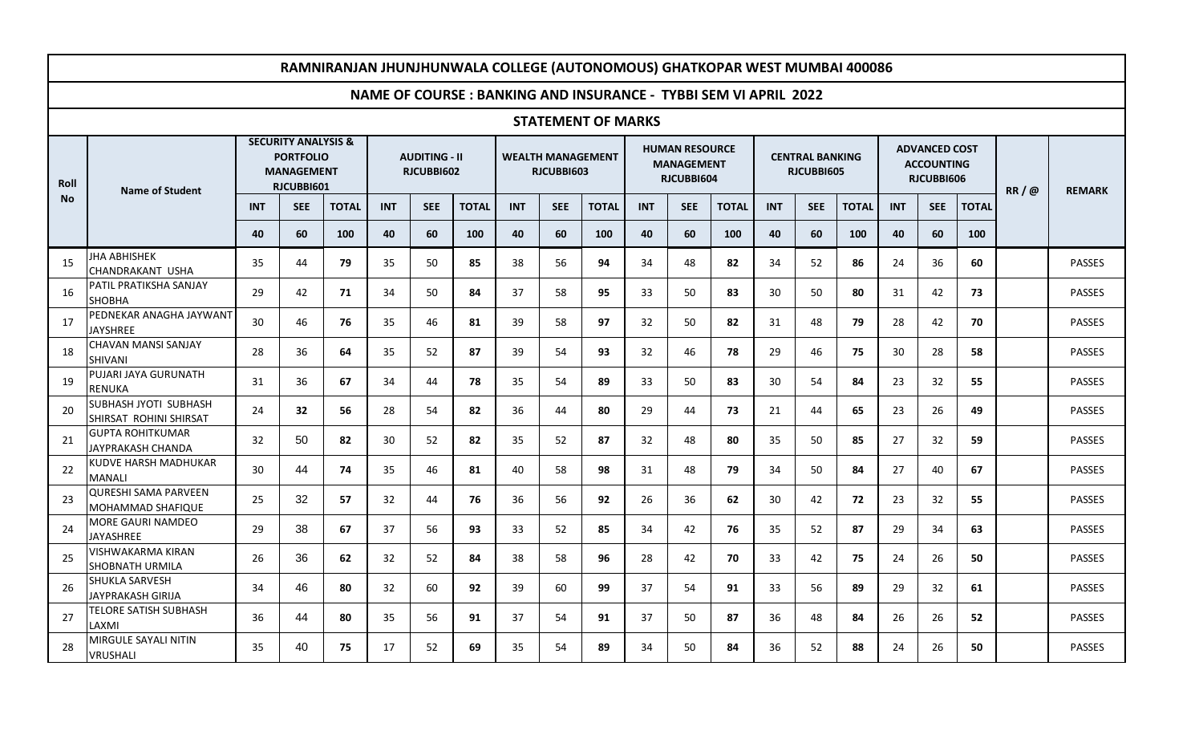# RAMNIRANJAN JHUNJHUNWALA COLLEGE (AUTONOMOUS) GHATKOPAR WEST MUMBAI 400086

## NAME OF COURSE : BANKING AND INSURANCE - TYBBI SEM VI APRIL 2022

### STATEMENT OF MARKS

| Roll No | Name of Student | SECURITY ANALYSIS & PORTFOLIO MANAGEMENT RJCUBBI601 | | | AUDITING - II RJCUBBI602 | | | WEALTH MANAGEMENT RJCUBBI603 | | | HUMAN RESOURCE MANAGEMENT RJCUBBI604 | | | CENTRAL BANKING RJCUBBI605 | | | ADVANCED COST ACCOUNTING RJCUBBI606 | | | RR / @ | REMARK |
|---|---|---|---|---|---|---|---|---|---|---|---|---|---|---|---|---|---|---|---|---|---|
| | | INT | SEE | TOTAL | INT | SEE | TOTAL | INT | SEE | TOTAL | INT | SEE | TOTAL | INT | SEE | TOTAL | INT | SEE | TOTAL | | |
| | | 40 | 60 | 100 | 40 | 60 | 100 | 40 | 60 | 100 | 40 | 60 | 100 | 40 | 60 | 100 | 40 | 60 | 100 | | |
| 15 | JHA ABHISHEK CHANDRAKANT USHA | 35 | 44 | **79** | 35 | 50 | **85** | 38 | 56 | **94** | 34 | 48 | **82** | 34 | 52 | **86** | 24 | 36 | **60** | | PASSES |
| 16 | PATIL PRATIKSHA SANJAY SHOBHA | 29 | 42 | **71** | 34 | 50 | **84** | 37 | 58 | **95** | 33 | 50 | **83** | 30 | 50 | **80** | 31 | 42 | **73** | | PASSES |
| 17 | PEDNEKAR ANAGHA JAYWANT JAYSHREE | 30 | 46 | **76** | 35 | 46 | **81** | 39 | 58 | **97** | 32 | 50 | **82** | 31 | 48 | **79** | 28 | 42 | **70** | | PASSES |
| 18 | CHAVAN MANSI SANJAY SHIVANI | 28 | 36 | **64** | 35 | 52 | **87** | 39 | 54 | **93** | 32 | 46 | **78** | 29 | 46 | **75** | 30 | 28 | **58** | | PASSES |
| 19 | PUJARI JAYA GURUNATH RENUKA | 31 | 36 | **67** | 34 | 44 | **78** | 35 | 54 | **89** | 33 | 50 | **83** | 30 | 54 | **84** | 23 | 32 | **55** | | PASSES |
| 20 | SUBHASH JYOTI SUBHASH SHIRSAT ROHINI SHIRSAT | 24 | **32** | **56** | 28 | 54 | **82** | 36 | 44 | **80** | 29 | 44 | **73** | 21 | 44 | **65** | 23 | 26 | **49** | | PASSES |
| 21 | GUPTA ROHITKUMAR JAYPRAKASH CHANDA | 32 | 50 | **82** | 30 | 52 | **82** | 35 | 52 | **87** | 32 | 48 | **80** | 35 | 50 | **85** | 27 | 32 | **59** | | PASSES |
| 22 | KUDVE HARSH MADHUKAR MANALI | 30 | 44 | **74** | 35 | 46 | **81** | 40 | 58 | **98** | 31 | 48 | **79** | 34 | 50 | **84** | 27 | 40 | **67** | | PASSES |
| 23 | QURESHI SAMA PARVEEN MOHAMMAD SHAFIQUE | 25 | 32 | **57** | 32 | 44 | **76** | 36 | 56 | **92** | 26 | 36 | **62** | 30 | 42 | **72** | 23 | 32 | **55** | | PASSES |
| 24 | MORE GAURI NAMDEO JAYASHREE | 29 | 38 | **67** | 37 | 56 | **93** | 33 | 52 | **85** | 34 | 42 | **76** | 35 | 52 | **87** | 29 | 34 | **63** | | PASSES |
| 25 | VISHWAKARMA KIRAN SHOBNATH URMILA | 26 | 36 | **62** | 32 | 52 | **84** | 38 | 58 | **96** | 28 | 42 | **70** | 33 | 42 | **75** | 24 | 26 | **50** | | PASSES |
| 26 | SHUKLA SARVESH JAYPRAKASH GIRIJA | 34 | 46 | **80** | 32 | 60 | **92** | 39 | 60 | **99** | 37 | 54 | **91** | 33 | 56 | **89** | 29 | 32 | **61** | | PASSES |
| 27 | TELORE SATISH SUBHASH LAXMI | 36 | 44 | **80** | 35 | 56 | **91** | 37 | 54 | **91** | 37 | 50 | **87** | 36 | 48 | **84** | 26 | 26 | **52** | | PASSES |
| 28 | MIRGULE SAYALI NITIN VRUSHALI | 35 | 40 | **75** | 17 | 52 | **69** | 35 | 54 | **89** | 34 | 50 | **84** | 36 | 52 | **88** | 24 | 26 | **50** | | PASSES |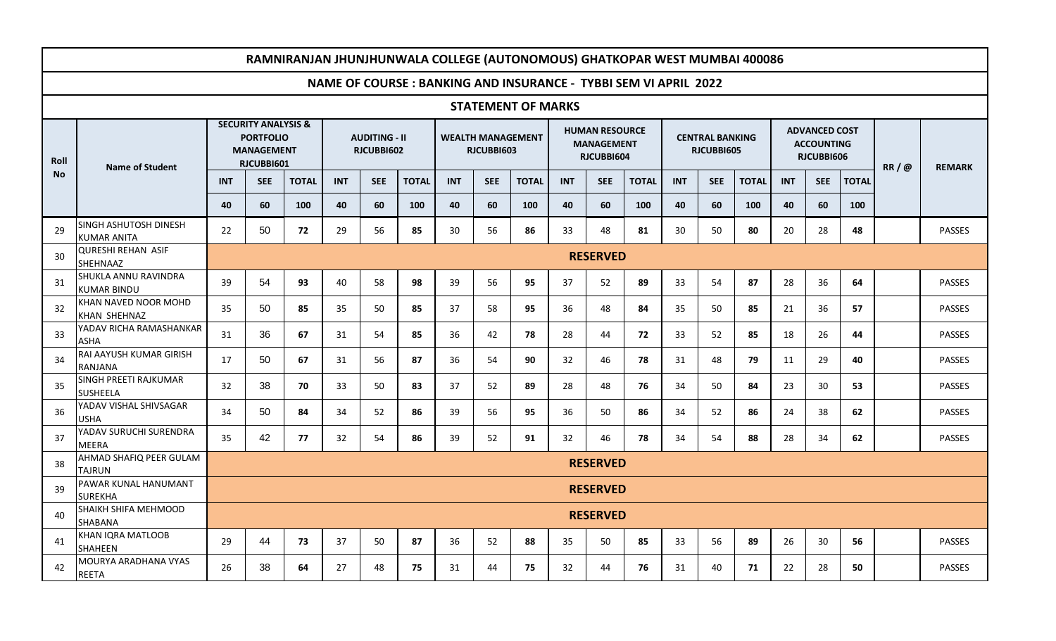# RAMNIRANJAN JHUNJHUNWALA COLLEGE (AUTONOMOUS) GHATKOPAR WEST MUMBAI 400086

## NAME OF COURSE : BANKING AND INSURANCE - TYBBI SEM VI APRIL 2022

### STATEMENT OF MARKS

| Roll No | Name of Student | SECURITY ANALYSIS & PORTFOLIO MANAGEMENT RJCUBBI601 | | | AUDITING - II RJCUBBI602 | | | WEALTH MANAGEMENT RJCUBBI603 | | | HUMAN RESOURCE MANAGEMENT RJCUBBI604 | | | CENTRAL BANKING RJCUBBI605 | | | ADVANCED COST ACCOUNTING RJCUBBI606 | | | RR / @ | REMARK |
|---|---|---|---|---|---|---|---|---|---|---|---|---|---|---|---|---|---|---|---|---|---|
| | | INT | SEE | TOTAL | INT | SEE | TOTAL | INT | SEE | TOTAL | INT | SEE | TOTAL | INT | SEE | TOTAL | INT | SEE | TOTAL | | |
| | | 40 | 60 | 100 | 40 | 60 | 100 | 40 | 60 | 100 | 40 | 60 | 100 | 40 | 60 | 100 | 40 | 60 | 100 | | |
| 29 | SINGH ASHUTOSH DINESH KUMAR ANITA | 22 | 50 | **72** | 29 | 56 | **85** | 30 | 56 | **86** | 33 | 48 | **81** | 30 | 50 | **80** | 20 | 28 | **48** | | PASSES |
| 30 | QURESHI REHAN ASIF SHEHNAAZ | **RESERVED** | | | | | | | | | | | | | | | | | | | |
| 31 | SHUKLA ANNU RAVINDRA KUMAR BINDU | 39 | 54 | **93** | 40 | 58 | **98** | 39 | 56 | **95** | 37 | 52 | **89** | 33 | 54 | **87** | 28 | 36 | **64** | | PASSES |
| 32 | KHAN NAVED NOOR MOHD KHAN SHEHNAZ | 35 | 50 | **85** | 35 | 50 | **85** | 37 | 58 | **95** | 36 | 48 | **84** | 35 | 50 | **85** | 21 | 36 | **57** | | PASSES |
| 33 | YADAV RICHA RAMASHANKAR ASHA | 31 | 36 | **67** | 31 | 54 | **85** | 36 | 42 | **78** | 28 | 44 | **72** | 33 | 52 | **85** | 18 | 26 | **44** | | PASSES |
| 34 | RAI AAYUSH KUMAR GIRISH RANJANA | 17 | 50 | **67** | 31 | 56 | **87** | 36 | 54 | **90** | 32 | 46 | **78** | 31 | 48 | **79** | 11 | 29 | **40** | | PASSES |
| 35 | SINGH PREETI RAJKUMAR SUSHEELA | 32 | 38 | **70** | 33 | 50 | **83** | 37 | 52 | **89** | 28 | 48 | **76** | 34 | 50 | **84** | 23 | 30 | **53** | | PASSES |
| 36 | YADAV VISHAL SHIVSAGAR USHA | 34 | 50 | **84** | 34 | 52 | **86** | 39 | 56 | **95** | 36 | 50 | **86** | 34 | 52 | **86** | 24 | 38 | **62** | | PASSES |
| 37 | YADAV SURUCHI SURENDRA MEERA | 35 | 42 | **77** | 32 | 54 | **86** | 39 | 52 | **91** | 32 | 46 | **78** | 34 | 54 | **88** | 28 | 34 | **62** | | PASSES |
| 38 | AHMAD SHAFIQ PEER GULAM TAJRUN | **RESERVED** | | | | | | | | | | | | | | | | | | | |
| 39 | PAWAR KUNAL HANUMANT SUREKHA | **RESERVED** | | | | | | | | | | | | | | | | | | | |
| 40 | SHAIKH SHIFA MEHMOOD SHABANA | **RESERVED** | | | | | | | | | | | | | | | | | | | |
| 41 | KHAN IQRA MATLOOB SHAHEEN | 29 | 44 | **73** | 37 | 50 | **87** | 36 | 52 | **88** | 35 | 50 | **85** | 33 | 56 | **89** | 26 | 30 | **56** | | PASSES |
| 42 | MOURYA ARADHANA VYAS REETA | 26 | 38 | **64** | 27 | 48 | **75** | 31 | 44 | **75** | 32 | 44 | **76** | 31 | 40 | **71** | 22 | 28 | **50** | | PASSES |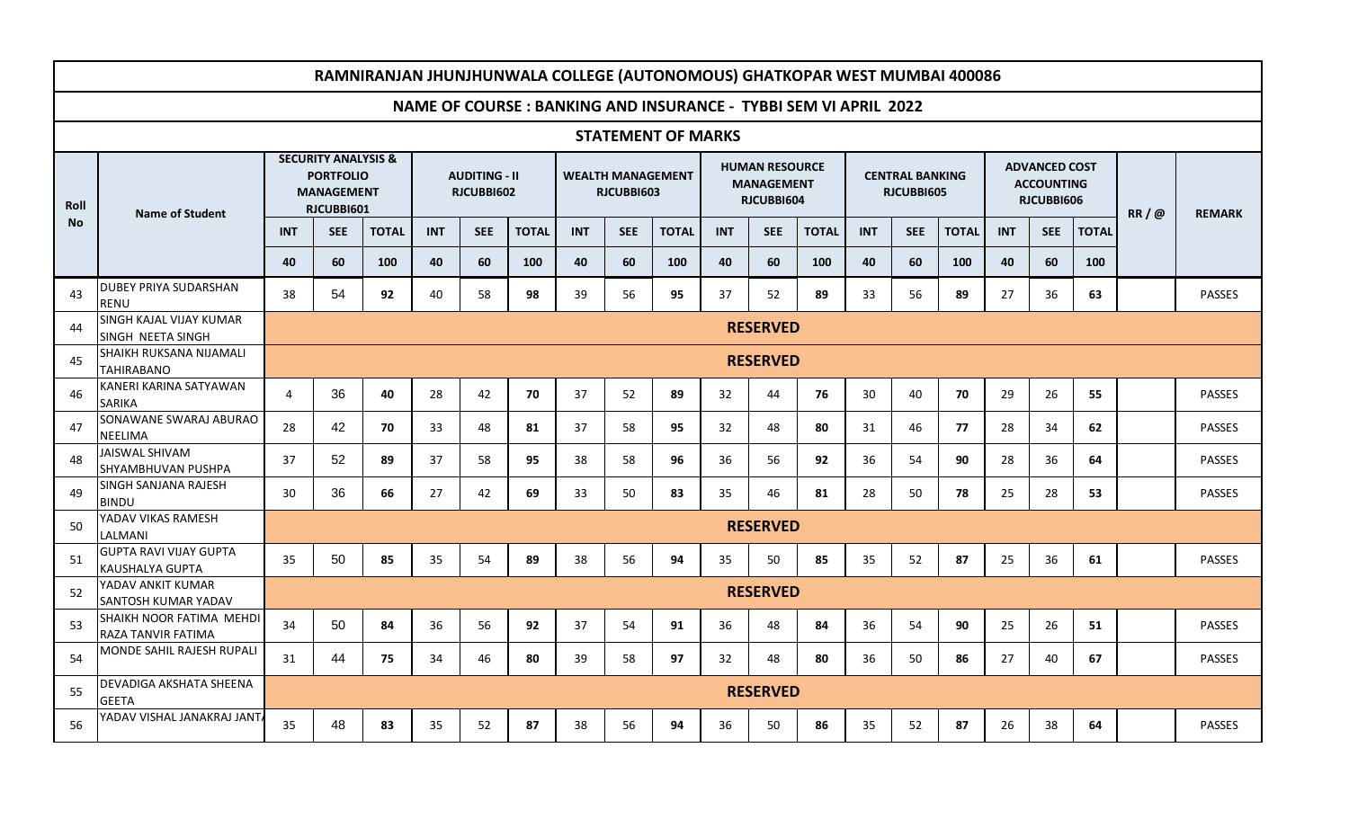# RAMNIRANJAN JHUNJHUNWALA COLLEGE (AUTONOMOUS) GHATKOPAR WEST MUMBAI 400086

## NAME OF COURSE : BANKING AND INSURANCE - TYBBI SEM VI APRIL 2022

### STATEMENT OF MARKS

| Roll No | Name of Student | SECURITY ANALYSIS & PORTFOLIO MANAGEMENT RJCUBBI601 | | | AUDITING - II RJCUBBI602 | | | WEALTH MANAGEMENT RJCUBBI603 | | | HUMAN RESOURCE MANAGEMENT RJCUBBI604 | | | CENTRAL BANKING RJCUBBI605 | | | ADVANCED COST ACCOUNTING RJCUBBI606 | | | RR / @ | REMARK |
|---|---|---|---|---|---|---|---|---|---|---|---|---|---|---|---|---|---|---|---|---|---|
| | | INT | SEE | TOTAL | INT | SEE | TOTAL | INT | SEE | TOTAL | INT | SEE | TOTAL | INT | SEE | TOTAL | INT | SEE | TOTAL | | |
| | | 40 | 60 | 100 | 40 | 60 | 100 | 40 | 60 | 100 | 40 | 60 | 100 | 40 | 60 | 100 | 40 | 60 | 100 | | |
| 43 | DUBEY PRIYA SUDARSHAN RENU | 38 | 54 | **92** | 40 | 58 | **98** | 39 | 56 | **95** | 37 | 52 | **89** | 33 | 56 | **89** | 27 | 36 | **63** | | PASSES |
| 44 | SINGH KAJAL VIJAY KUMAR SINGH NEETA SINGH | **RESERVED** | | | | | | | | | | | | | | | | | | | |
| 45 | SHAIKH RUKSANA NIJAMALI TAHIRABANO | **RESERVED** | | | | | | | | | | | | | | | | | | | |
| 46 | KANERI KARINA SATYAWAN SARIKA | 4 | 36 | **40** | 28 | 42 | **70** | 37 | 52 | **89** | 32 | 44 | **76** | 30 | 40 | **70** | 29 | 26 | **55** | | PASSES |
| 47 | SONAWANE SWARAJ ABURAO NEELIMA | 28 | 42 | **70** | 33 | 48 | **81** | 37 | 58 | **95** | 32 | 48 | **80** | 31 | 46 | **77** | 28 | 34 | **62** | | PASSES |
| 48 | JAISWAL SHIVAM SHYAMBHUVAN PUSHPA | 37 | 52 | **89** | 37 | 58 | **95** | 38 | 58 | **96** | 36 | 56 | **92** | 36 | 54 | **90** | 28 | 36 | **64** | | PASSES |
| 49 | SINGH SANJANA RAJESH BINDU | 30 | 36 | **66** | 27 | 42 | **69** | 33 | 50 | **83** | 35 | 46 | **81** | 28 | 50 | **78** | 25 | 28 | **53** | | PASSES |
| 50 | YADAV VIKAS RAMESH LALMANI | **RESERVED** | | | | | | | | | | | | | | | | | | | |
| 51 | GUPTA RAVI VIJAY GUPTA KAUSHALYA GUPTA | 35 | 50 | **85** | 35 | 54 | **89** | 38 | 56 | **94** | 35 | 50 | **85** | 35 | 52 | **87** | 25 | 36 | **61** | | PASSES |
| 52 | YADAV ANKIT KUMAR SANTOSH KUMAR YADAV | **RESERVED** | | | | | | | | | | | | | | | | | | | |
| 53 | SHAIKH NOOR FATIMA MEHDI RAZA TANVIR FATIMA | 34 | 50 | **84** | 36 | 56 | **92** | 37 | 54 | **91** | 36 | 48 | **84** | 36 | 54 | **90** | 25 | 26 | **51** | | PASSES |
| 54 | MONDE SAHIL RAJESH RUPALI | 31 | 44 | **75** | 34 | 46 | **80** | 39 | 58 | **97** | 32 | 48 | **80** | 36 | 50 | **86** | 27 | 40 | **67** | | PASSES |
| 55 | DEVADIGA AKSHATA SHEENA GEETA | **RESERVED** | | | | | | | | | | | | | | | | | | | |
| 56 | YADAV VISHAL JANAKRAJ JANTA | 35 | 48 | **83** | 35 | 52 | **87** | 38 | 56 | **94** | 36 | 50 | **86** | 35 | 52 | **87** | 26 | 38 | **64** | | PASSES |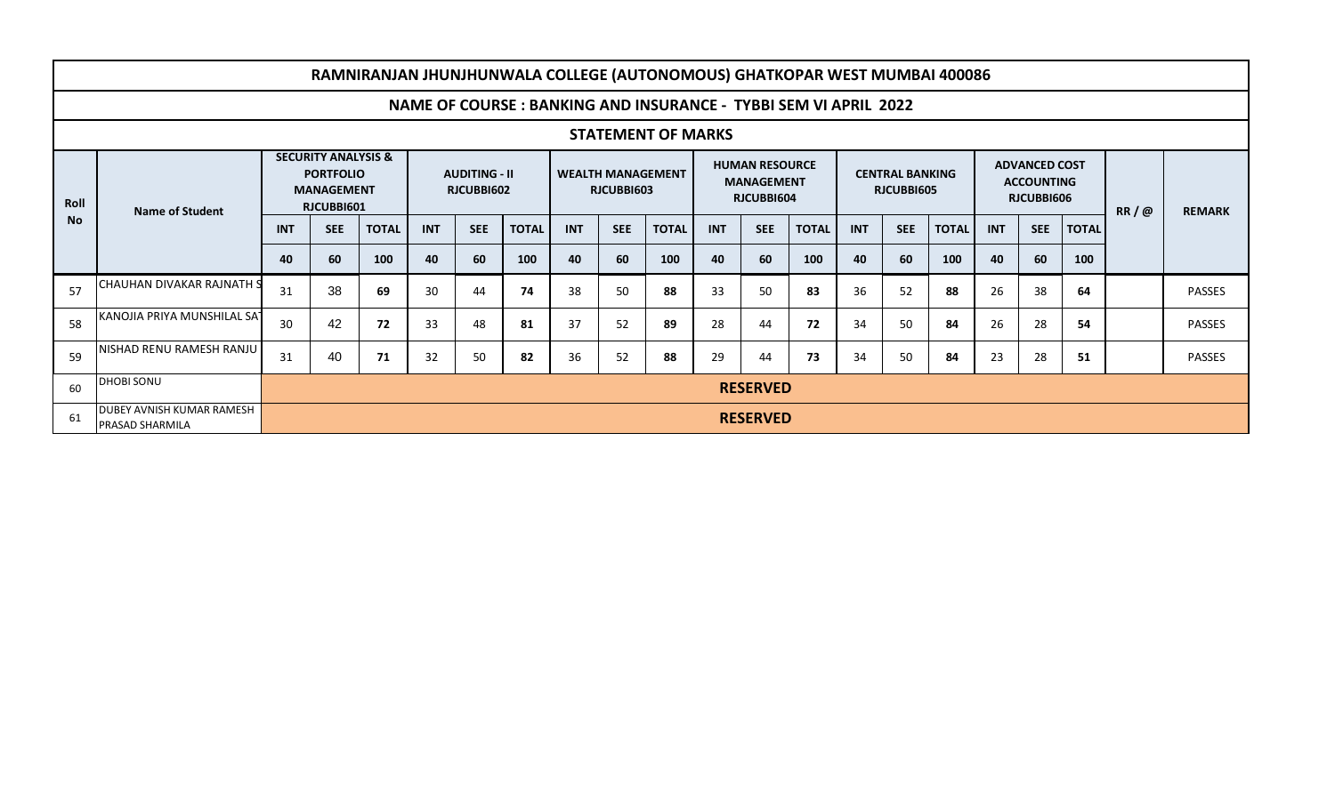# RAMNIRANJAN JHUNJHUNWALA COLLEGE (AUTONOMOUS) GHATKOPAR WEST MUMBAI 400086

## NAME OF COURSE : BANKING AND INSURANCE - TYBBI SEM VI APRIL 2022

### STATEMENT OF MARKS

| Roll No | Name of Student | SECURITY ANALYSIS & PORTFOLIO MANAGEMENT RJCUBBI601 | | | AUDITING - II RJCUBBI602 | | | WEALTH MANAGEMENT RJCUBBI603 | | | HUMAN RESOURCE MANAGEMENT RJCUBBI604 | | | CENTRAL BANKING RJCUBBI605 | | | ADVANCED COST ACCOUNTING RJCUBBI606 | | | RR / @ | REMARK |
|---|---|---|---|---|---|---|---|---|---|---|---|---|---|---|---|---|---|---|---|---|---|
| | | INT | SEE | TOTAL | INT | SEE | TOTAL | INT | SEE | TOTAL | INT | SEE | TOTAL | INT | SEE | TOTAL | INT | SEE | TOTAL | | |
| | | 40 | 60 | 100 | 40 | 60 | 100 | 40 | 60 | 100 | 40 | 60 | 100 | 40 | 60 | 100 | 40 | 60 | 100 | | |
| 57 | CHAUHAN DIVAKAR RAJNATH S | 31 | 38 | **69** | 30 | 44 | **74** | 38 | 50 | **88** | 33 | 50 | **83** | 36 | 52 | **88** | 26 | 38 | **64** | | PASSES |
| 58 | KANOJIA PRIYA MUNSHILAL SA | 30 | 42 | **72** | 33 | 48 | **81** | 37 | 52 | **89** | 28 | 44 | **72** | 34 | 50 | **84** | 26 | 28 | **54** | | PASSES |
| 59 | NISHAD RENU RAMESH RANJU | 31 | 40 | **71** | 32 | 50 | **82** | 36 | 52 | **88** | 29 | 44 | **73** | 34 | 50 | **84** | 23 | 28 | **51** | | PASSES |
| 60 | DHOBI SONU | **RESERVED** | | | | | | | | | | | | | | | | | | | |
| 61 | DUBEY AVNISH KUMAR RAMESH PRASAD SHARMILA | **RESERVED** | | | | | | | | | | | | | | | | | | | |